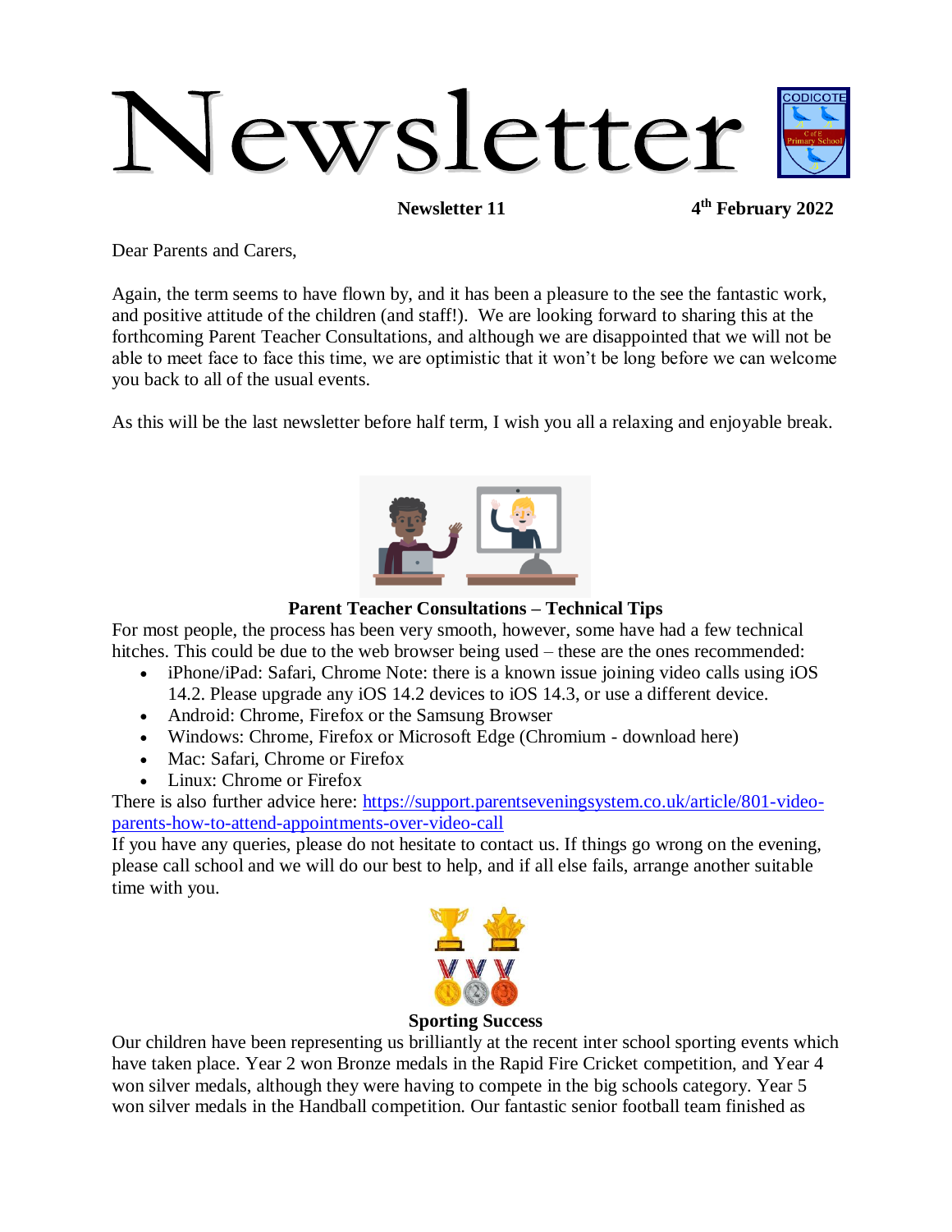# Newsletter

**Newsletter 11** **4th February 2022**

Dear Parents and Carers,

Again, the term seems to have flown by, and it has been a pleasure to the see the fantastic work, and positive attitude of the children (and staff!). We are looking forward to sharing this at the forthcoming Parent Teacher Consultations, and although we are disappointed that we will not be able to meet face to face this time, we are optimistic that it won't be long before we can welcome you back to all of the usual events.

As this will be the last newsletter before half term, I wish you all a relaxing and enjoyable break.

## Parent Teacher Consultations – Technical Tips

For most people, the process has been very smooth, however, some have had a few technical hitches. This could be due to the web browser being used – these are the ones recommended:

- iPhone/iPad: Safari, Chrome Note: there is a known issue joining video calls using iOS 14.2. Please upgrade any iOS 14.2 devices to iOS 14.3, or use a different device.
- Android: Chrome, Firefox or the Samsung Browser
- Windows: Chrome, Firefox or Microsoft Edge (Chromium - download here)
- Mac: Safari, Chrome or Firefox
- Linux: Chrome or Firefox

There is also further advice here: https://support.parentseveningsystem.co.uk/article/801-video-parents-how-to-attend-appointments-over-video-call

If you have any queries, please do not hesitate to contact us. If things go wrong on the evening, please call school and we will do our best to help, and if all else fails, arrange another suitable time with you.

## Sporting Success

Our children have been representing us brilliantly at the recent inter school sporting events which have taken place. Year 2 won Bronze medals in the Rapid Fire Cricket competition, and Year 4 won silver medals, although they were having to compete in the big schools category. Year 5 won silver medals in the Handball competition. Our fantastic senior football team finished as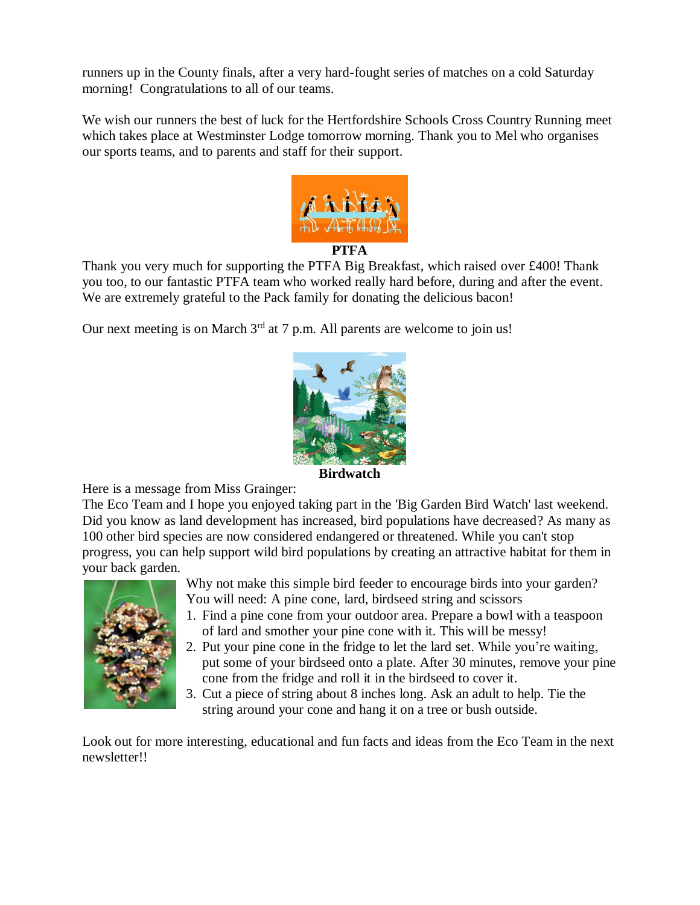runners up in the County finals, after a very hard-fought series of matches on a cold Saturday morning! Congratulations to all of our teams.

We wish our runners the best of luck for the Hertfordshire Schools Cross Country Running meet which takes place at Westminster Lodge tomorrow morning. Thank you to Mel who organises our sports teams, and to parents and staff for their support.

**PTFA**

Thank you very much for supporting the PTFA Big Breakfast, which raised over £400! Thank you too, to our fantastic PTFA team who worked really hard before, during and after the event. We are extremely grateful to the Pack family for donating the delicious bacon!

Our next meeting is on March 3rd at 7 p.m. All parents are welcome to join us!

**Birdwatch**

Here is a message from Miss Grainger:

The Eco Team and I hope you enjoyed taking part in the 'Big Garden Bird Watch' last weekend. Did you know as land development has increased, bird populations have decreased? As many as 100 other bird species are now considered endangered or threatened. While you can't stop progress, you can help support wild bird populations by creating an attractive habitat for them in your back garden.

Why not make this simple bird feeder to encourage birds into your garden?
You will need: A pine cone, lard, birdseed string and scissors

1. Find a pine cone from your outdoor area. Prepare a bowl with a teaspoon of lard and smother your pine cone with it. This will be messy!
2. Put your pine cone in the fridge to let the lard set. While you're waiting, put some of your birdseed onto a plate. After 30 minutes, remove your pine cone from the fridge and roll it in the birdseed to cover it.
3. Cut a piece of string about 8 inches long. Ask an adult to help. Tie the string around your cone and hang it on a tree or bush outside.

Look out for more interesting, educational and fun facts and ideas from the Eco Team in the next newsletter!!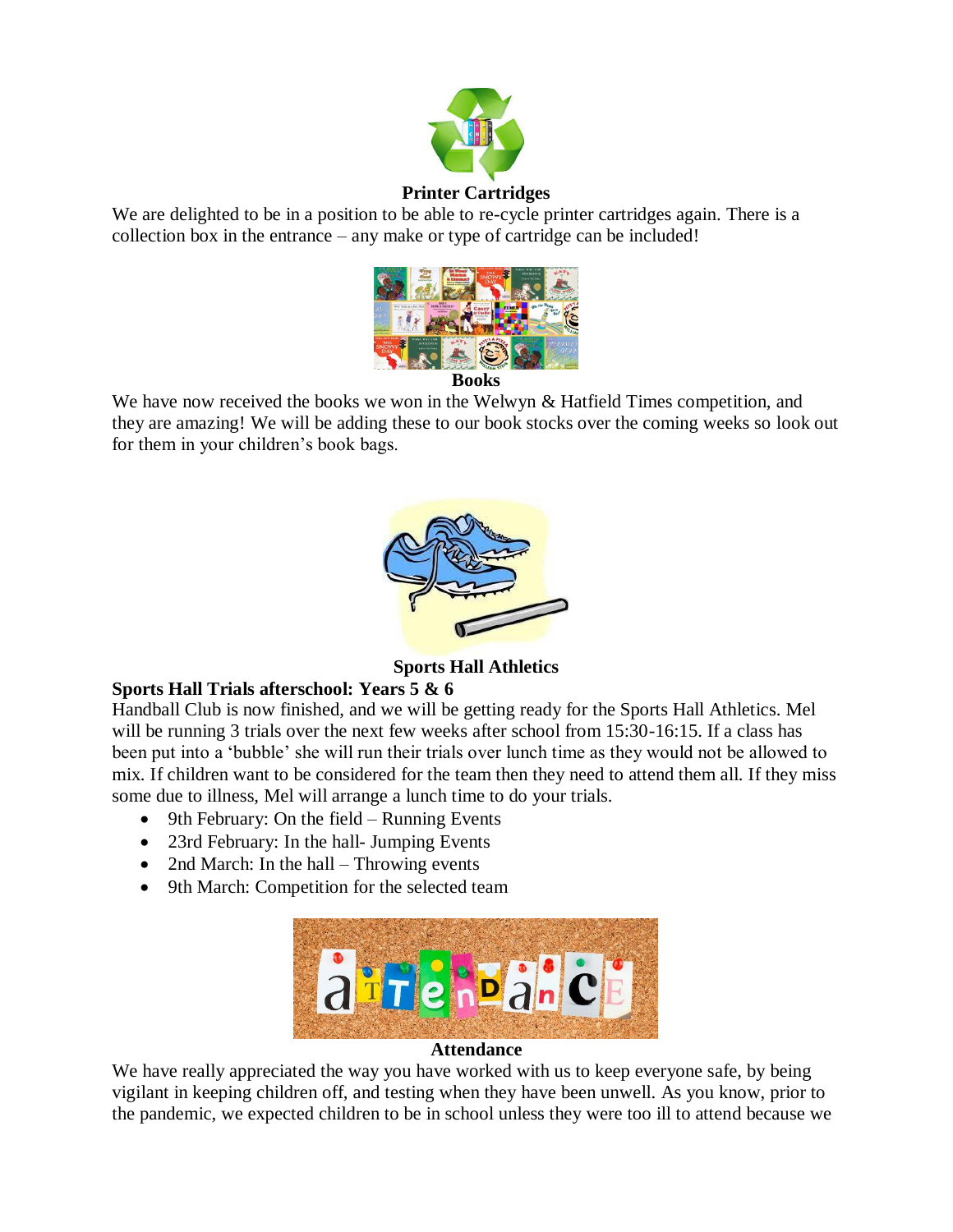## Printer Cartridges

We are delighted to be in a position to be able to re-cycle printer cartridges again. There is a collection box in the entrance – any make or type of cartridge can be included!

## Books

We have now received the books we won in the Welwyn & Hatfield Times competition, and they are amazing! We will be adding these to our book stocks over the coming weeks so look out for them in your children's book bags.

## Sports Hall Athletics

**Sports Hall Trials afterschool: Years 5 & 6**

Handball Club is now finished, and we will be getting ready for the Sports Hall Athletics. Mel will be running 3 trials over the next few weeks after school from 15:30-16:15. If a class has been put into a 'bubble' she will run their trials over lunch time as they would not be allowed to mix. If children want to be considered for the team then they need to attend them all. If they miss some due to illness, Mel will arrange a lunch time to do your trials.

- 9th February: On the field – Running Events
- 23rd February: In the hall- Jumping Events
- 2nd March: In the hall – Throwing events
- 9th March: Competition for the selected team

## Attendance

We have really appreciated the way you have worked with us to keep everyone safe, by being vigilant in keeping children off, and testing when they have been unwell. As you know, prior to the pandemic, we expected children to be in school unless they were too ill to attend because we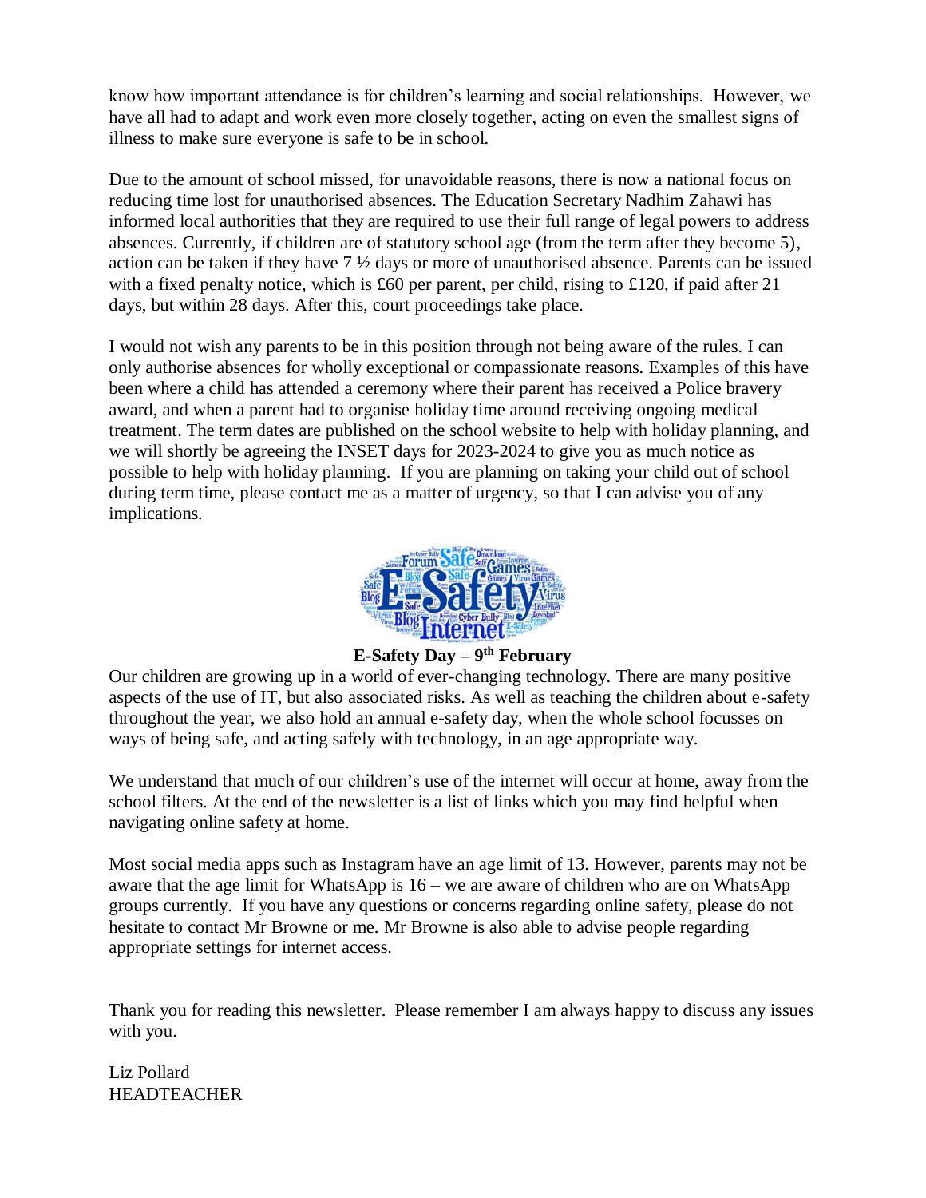know how important attendance is for children's learning and social relationships. However, we have all had to adapt and work even more closely together, acting on even the smallest signs of illness to make sure everyone is safe to be in school.

Due to the amount of school missed, for unavoidable reasons, there is now a national focus on reducing time lost for unauthorised absences. The Education Secretary Nadhim Zahawi has informed local authorities that they are required to use their full range of legal powers to address absences. Currently, if children are of statutory school age (from the term after they become 5), action can be taken if they have 7 ½ days or more of unauthorised absence. Parents can be issued with a fixed penalty notice, which is £60 per parent, per child, rising to £120, if paid after 21 days, but within 28 days. After this, court proceedings take place.

I would not wish any parents to be in this position through not being aware of the rules. I can only authorise absences for wholly exceptional or compassionate reasons. Examples of this have been where a child has attended a ceremony where their parent has received a Police bravery award, and when a parent had to organise holiday time around receiving ongoing medical treatment. The term dates are published on the school website to help with holiday planning, and we will shortly be agreeing the INSET days for 2023-2024 to give you as much notice as possible to help with holiday planning. If you are planning on taking your child out of school during term time, please contact me as a matter of urgency, so that I can advise you of any implications.

**E-Safety Day – 9th February**

Our children are growing up in a world of ever-changing technology. There are many positive aspects of the use of IT, but also associated risks. As well as teaching the children about e-safety throughout the year, we also hold an annual e-safety day, when the whole school focusses on ways of being safe, and acting safely with technology, in an age appropriate way.

We understand that much of our children's use of the internet will occur at home, away from the school filters. At the end of the newsletter is a list of links which you may find helpful when navigating online safety at home.

Most social media apps such as Instagram have an age limit of 13. However, parents may not be aware that the age limit for WhatsApp is 16 – we are aware of children who are on WhatsApp groups currently. If you have any questions or concerns regarding online safety, please do not hesitate to contact Mr Browne or me. Mr Browne is also able to advise people regarding appropriate settings for internet access.

Thank you for reading this newsletter. Please remember I am always happy to discuss any issues with you.

Liz Pollard
HEADTEACHER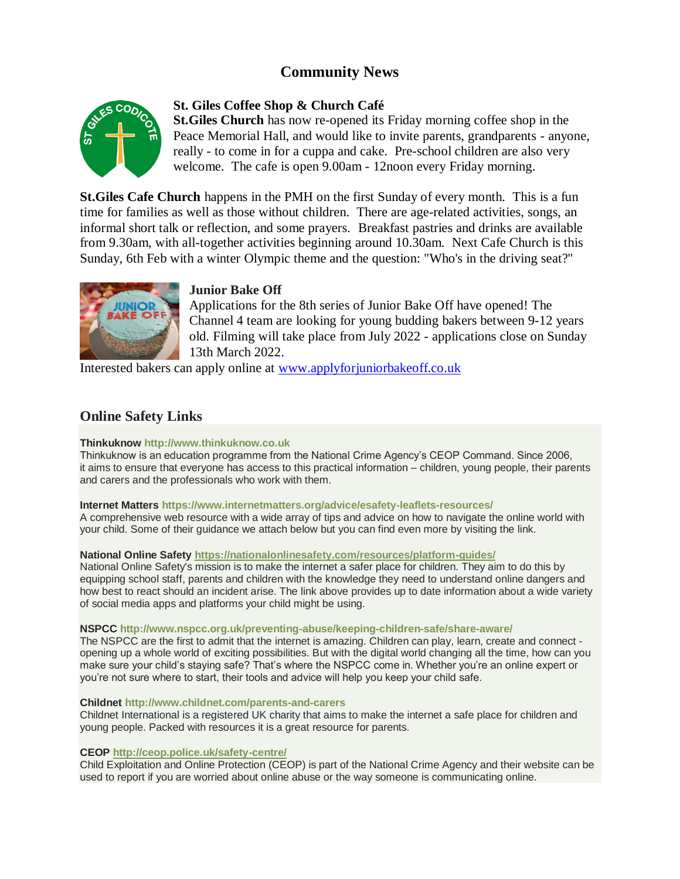# Community News

### St. Giles Coffee Shop & Church Café

**St.Giles Church** has now re-opened its Friday morning coffee shop in the Peace Memorial Hall, and would like to invite parents, grandparents - anyone, really - to come in for a cuppa and cake. Pre-school children are also very welcome. The cafe is open 9.00am - 12noon every Friday morning.

**St.Giles Cafe Church** happens in the PMH on the first Sunday of every month. This is a fun time for families as well as those without children. There are age-related activities, songs, an informal short talk or reflection, and some prayers. Breakfast pastries and drinks are available from 9.30am, with all-together activities beginning around 10.30am. Next Cafe Church is this Sunday, 6th Feb with a winter Olympic theme and the question: "Who's in the driving seat?"

### Junior Bake Off

Applications for the 8th series of Junior Bake Off have opened! The Channel 4 team are looking for young budding bakers between 9-12 years old. Filming will take place from July 2022 - applications close on Sunday 13th March 2022.

Interested bakers can apply online at www.applyforjuniorbakeoff.co.uk

## Online Safety Links

**Thinkuknow** http://www.thinkuknow.co.uk
Thinkuknow is an education programme from the National Crime Agency's CEOP Command. Since 2006, it aims to ensure that everyone has access to this practical information – children, young people, their parents and carers and the professionals who work with them.

**Internet Matters** https://www.internetmatters.org/advice/esafety-leaflets-resources/
A comprehensive web resource with a wide array of tips and advice on how to navigate the online world with your child. Some of their guidance we attach below but you can find even more by visiting the link.

**National Online Safety** https://nationalonlinesafety.com/resources/platform-guides/
National Online Safety's mission is to make the internet a safer place for children. They aim to do this by equipping school staff, parents and children with the knowledge they need to understand online dangers and how best to react should an incident arise. The link above provides up to date information about a wide variety of social media apps and platforms your child might be using.

**NSPCC** http://www.nspcc.org.uk/preventing-abuse/keeping-children-safe/share-aware/
The NSPCC are the first to admit that the internet is amazing. Children can play, learn, create and connect - opening up a whole world of exciting possibilities. But with the digital world changing all the time, how can you make sure your child's staying safe? That's where the NSPCC come in. Whether you're an online expert or you're not sure where to start, their tools and advice will help you keep your child safe.

**Childnet** http://www.childnet.com/parents-and-carers
Childnet International is a registered UK charity that aims to make the internet a safe place for children and young people. Packed with resources it is a great resource for parents.

**CEOP** http://ceop.police.uk/safety-centre/
Child Exploitation and Online Protection (CEOP) is part of the National Crime Agency and their website can be used to report if you are worried about online abuse or the way someone is communicating online.